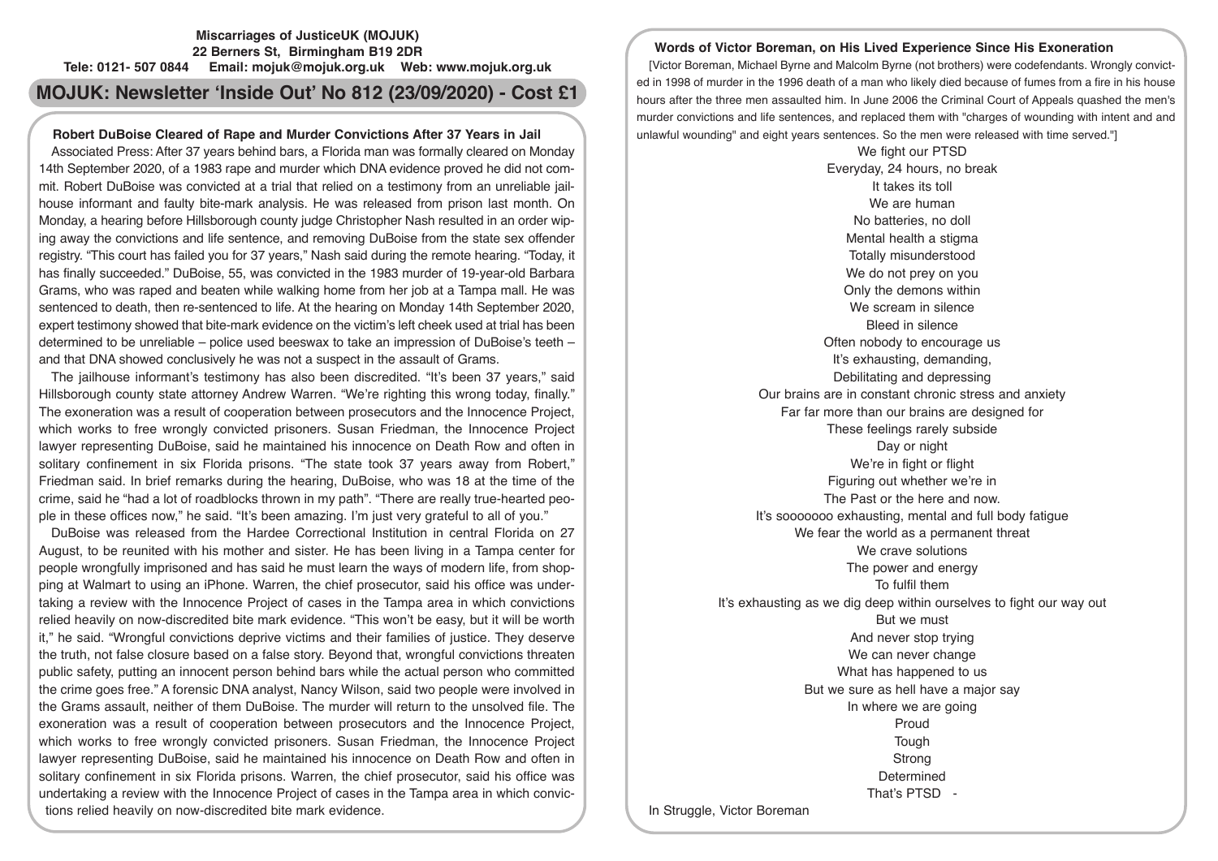**Miscarriages of JusticeUK (MOJUK)**
**22 Berners St, Birmingham B19 2DR**
**Tele: 0121- 507 0844 Email: mojuk@mojuk.org.uk Web: www.mojuk.org.uk**

# MOJUK: Newsletter 'Inside Out' No 812 (23/09/2020) - Cost £1

## Robert DuBoise Cleared of Rape and Murder Convictions After 37 Years in Jail

Associated Press: After 37 years behind bars, a Florida man was formally cleared on Monday 14th September 2020, of a 1983 rape and murder which DNA evidence proved he did not commit. Robert DuBoise was convicted at a trial that relied on a testimony from an unreliable jailhouse informant and faulty bite-mark analysis. He was released from prison last month. On Monday, a hearing before Hillsborough county judge Christopher Nash resulted in an order wiping away the convictions and life sentence, and removing DuBoise from the state sex offender registry. "This court has failed you for 37 years," Nash said during the remote hearing. "Today, it has finally succeeded." DuBoise, 55, was convicted in the 1983 murder of 19-year-old Barbara Grams, who was raped and beaten while walking home from her job at a Tampa mall. He was sentenced to death, then re-sentenced to life. At the hearing on Monday 14th September 2020, expert testimony showed that bite-mark evidence on the victim's left cheek used at trial has been determined to be unreliable – police used beeswax to take an impression of DuBoise's teeth – and that DNA showed conclusively he was not a suspect in the assault of Grams.

The jailhouse informant's testimony has also been discredited. "It's been 37 years," said Hillsborough county state attorney Andrew Warren. "We're righting this wrong today, finally." The exoneration was a result of cooperation between prosecutors and the Innocence Project, which works to free wrongly convicted prisoners. Susan Friedman, the Innocence Project lawyer representing DuBoise, said he maintained his innocence on Death Row and often in solitary confinement in six Florida prisons. "The state took 37 years away from Robert," Friedman said. In brief remarks during the hearing, DuBoise, who was 18 at the time of the crime, said he "had a lot of roadblocks thrown in my path". "There are really true-hearted people in these offices now," he said. "It's been amazing. I'm just very grateful to all of you."

DuBoise was released from the Hardee Correctional Institution in central Florida on 27 August, to be reunited with his mother and sister. He has been living in a Tampa center for people wrongfully imprisoned and has said he must learn the ways of modern life, from shopping at Walmart to using an iPhone. Warren, the chief prosecutor, said his office was undertaking a review with the Innocence Project of cases in the Tampa area in which convictions relied heavily on now-discredited bite mark evidence. "This won't be easy, but it will be worth it," he said. "Wrongful convictions deprive victims and their families of justice. They deserve the truth, not false closure based on a false story. Beyond that, wrongful convictions threaten public safety, putting an innocent person behind bars while the actual person who committed the crime goes free." A forensic DNA analyst, Nancy Wilson, said two people were involved in the Grams assault, neither of them DuBoise. The murder will return to the unsolved file. The exoneration was a result of cooperation between prosecutors and the Innocence Project, which works to free wrongly convicted prisoners. Susan Friedman, the Innocence Project lawyer representing DuBoise, said he maintained his innocence on Death Row and often in solitary confinement in six Florida prisons. Warren, the chief prosecutor, said his office was undertaking a review with the Innocence Project of cases in the Tampa area in which convictions relied heavily on now-discredited bite mark evidence.

## Words of Victor Boreman, on His Lived Experience Since His Exoneration

[Victor Boreman, Michael Byrne and Malcolm Byrne (not brothers) were codefendants. Wrongly convicted in 1998 of murder in the 1996 death of a man who likely died because of fumes from a fire in his house hours after the three men assaulted him. In June 2006 the Criminal Court of Appeals quashed the men's murder convictions and life sentences, and replaced them with "charges of wounding with intent and and unlawful wounding" and eight years sentences. So the men were released with time served."]

We fight our PTSD
Everyday, 24 hours, no break
It takes its toll
We are human
No batteries, no doll
Mental health a stigma
Totally misunderstood
We do not prey on you
Only the demons within
We scream in silence
Bleed in silence
Often nobody to encourage us
It's exhausting, demanding,
Debilitating and depressing
Our brains are in constant chronic stress and anxiety
Far far more than our brains are designed for
These feelings rarely subside
Day or night
We're in fight or flight
Figuring out whether we're in
The Past or the here and now.
It's sooooooo exhausting, mental and full body fatigue
We fear the world as a permanent threat
We crave solutions
The power and energy
To fulfil them
It's exhausting as we dig deep within ourselves to fight our way out
But we must
And never stop trying
We can never change
What has happened to us
But we sure as hell have a major say
In where we are going
Proud
Tough
Strong
Determined
That's PTSD -

In Struggle, Victor Boreman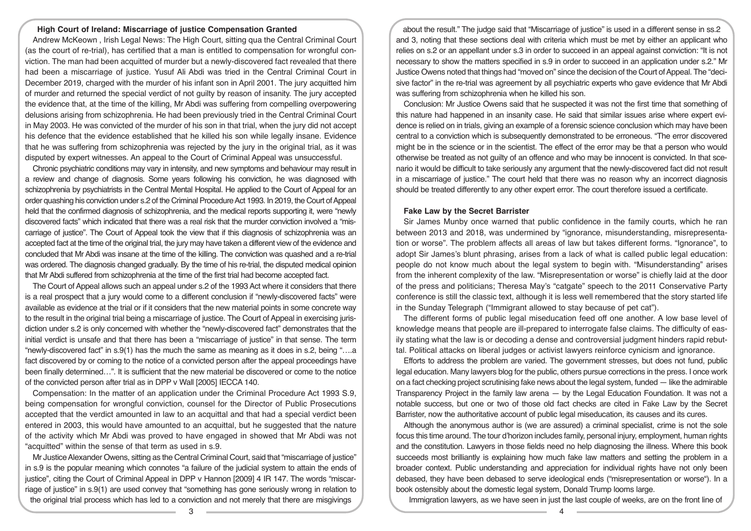## High Court of Ireland: Miscarriage of justice Compensation Granted

Andrew McKeown , Irish Legal News: The High Court, sitting qua the Central Criminal Court (as the court of re-trial), has certified that a man is entitled to compensation for wrongful conviction. The man had been acquitted of murder but a newly-discovered fact revealed that there had been a miscarriage of justice. Yusuf Ali Abdi was tried in the Central Criminal Court in December 2019, charged with the murder of his infant son in April 2001. The jury acquitted him of murder and returned the special verdict of not guilty by reason of insanity. The jury accepted the evidence that, at the time of the killing, Mr Abdi was suffering from compelling overpowering delusions arising from schizophrenia. He had been previously tried in the Central Criminal Court in May 2003. He was convicted of the murder of his son in that trial, when the jury did not accept his defence that the evidence established that he killed his son while legally insane. Evidence that he was suffering from schizophrenia was rejected by the jury in the original trial, as it was disputed by expert witnesses. An appeal to the Court of Criminal Appeal was unsuccessful.

Chronic psychiatric conditions may vary in intensity, and new symptoms and behaviour may result in a review and change of diagnosis. Some years following his conviction, he was diagnosed with schizophrenia by psychiatrists in the Central Mental Hospital. He applied to the Court of Appeal for an order quashing his conviction under s.2 of the Criminal Procedure Act 1993. In 2019, the Court of Appeal held that the confirmed diagnosis of schizophrenia, and the medical reports supporting it, were "newly discovered facts" which indicated that there was a real risk that the murder conviction involved a "miscarriage of justice". The Court of Appeal took the view that if this diagnosis of schizophrenia was an accepted fact at the time of the original trial, the jury may have taken a different view of the evidence and concluded that Mr Abdi was insane at the time of the killing. The conviction was quashed and a re-trial was ordered. The diagnosis changed gradually. By the time of his re-trial, the disputed medical opinion that Mr Abdi suffered from schizophrenia at the time of the first trial had become accepted fact.

The Court of Appeal allows such an appeal under s.2 of the 1993 Act where it considers that there is a real prospect that a jury would come to a different conclusion if "newly-discovered facts" were available as evidence at the trial or if it considers that the new material points in some concrete way to the result in the original trial being a miscarriage of justice. The Court of Appeal in exercising jurisdiction under s.2 is only concerned with whether the "newly-discovered fact" demonstrates that the initial verdict is unsafe and that there has been a "miscarriage of justice" in that sense. The term "newly-discovered fact" in s.9(1) has the much the same as meaning as it does in s.2, being "….a fact discovered by or coming to the notice of a convicted person after the appeal proceedings have been finally determined…". It is sufficient that the new material be discovered or come to the notice of the convicted person after trial as in DPP v Wall [2005] IECCA 140.

Compensation: In the matter of an application under the Criminal Procedure Act 1993 S.9, being compensation for wrongful conviction, counsel for the Director of Public Prosecutions accepted that the verdict amounted in law to an acquittal and that had a special verdict been entered in 2003, this would have amounted to an acquittal, but he suggested that the nature of the activity which Mr Abdi was proved to have engaged in showed that Mr Abdi was not "acquitted" within the sense of that term as used in s.9.

Mr Justice Alexander Owens, sitting as the Central Criminal Court, said that "miscarriage of justice" in s.9 is the popular meaning which connotes "a failure of the judicial system to attain the ends of justice", citing the Court of Criminal Appeal in DPP v Hannon [2009] 4 IR 147. The words "miscarriage of justice" in s.9(1) are used convey that "something has gone seriously wrong in relation to the original trial process which has led to a conviction and not merely that there are misgivings about the result." The judge said that "Miscarriage of justice" is used in a different sense in ss.2 and 3, noting that these sections deal with criteria which must be met by either an applicant who relies on s.2 or an appellant under s.3 in order to succeed in an appeal against conviction: "It is not necessary to show the matters specified in s.9 in order to succeed in an application under s.2." Mr Justice Owens noted that things had "moved on" since the decision of the Court of Appeal. The "decisive factor" in the re-trial was agreement by all psychiatric experts who gave evidence that Mr Abdi was suffering from schizophrenia when he killed his son.

Conclusion: Mr Justice Owens said that he suspected it was not the first time that something of this nature had happened in an insanity case. He said that similar issues arise where expert evidence is relied on in trials, giving an example of a forensic science conclusion which may have been central to a conviction which is subsequently demonstrated to be erroneous. "The error discovered might be in the science or in the scientist. The effect of the error may be that a person who would otherwise be treated as not guilty of an offence and who may be innocent is convicted. In that scenario it would be difficult to take seriously any argument that the newly-discovered fact did not result in a miscarriage of justice." The court held that there was no reason why an incorrect diagnosis should be treated differently to any other expert error. The court therefore issued a certificate.

## Fake Law by the Secret Barrister

Sir James Munby once warned that public confidence in the family courts, which he ran between 2013 and 2018, was undermined by "ignorance, misunderstanding, misrepresentation or worse". The problem affects all areas of law but takes different forms. "Ignorance", to adopt Sir James's blunt phrasing, arises from a lack of what is called public legal education: people do not know much about the legal system to begin with. "Misunderstanding" arises from the inherent complexity of the law. "Misrepresentation or worse" is chiefly laid at the door of the press and politicians; Theresa May's "catgate" speech to the 2011 Conservative Party conference is still the classic text, although it is less well remembered that the story started life in the Sunday Telegraph ("Immigrant allowed to stay because of pet cat").

The different forms of public legal miseducation feed off one another. A low base level of knowledge means that people are ill-prepared to interrogate false claims. The difficulty of easily stating what the law is or decoding a dense and controversial judgment hinders rapid rebuttal. Political attacks on liberal judges or activist lawyers reinforce cynicism and ignorance.

Efforts to address the problem are varied. The government stresses, but does not fund, public legal education. Many lawyers blog for the public, others pursue corrections in the press. I once work on a fact checking project scrutinising fake news about the legal system, funded — like the admirable Transparency Project in the family law arena — by the Legal Education Foundation. It was not a notable success, but one or two of those old fact checks are cited in Fake Law by the Secret Barrister, now the authoritative account of public legal miseducation, its causes and its cures.

Although the anonymous author is (we are assured) a criminal specialist, crime is not the sole focus this time around. The tour d'horizon includes family, personal injury, employment, human rights and the constitution. Lawyers in those fields need no help diagnosing the illness. Where this book succeeds most brilliantly is explaining how much fake law matters and setting the problem in a broader context. Public understanding and appreciation for individual rights have not only been debased, they have been debased to serve ideological ends ("misrepresentation or worse"). In a book ostensibly about the domestic legal system, Donald Trump looms large.

Immigration lawyers, as we have seen in just the last couple of weeks, are on the front line of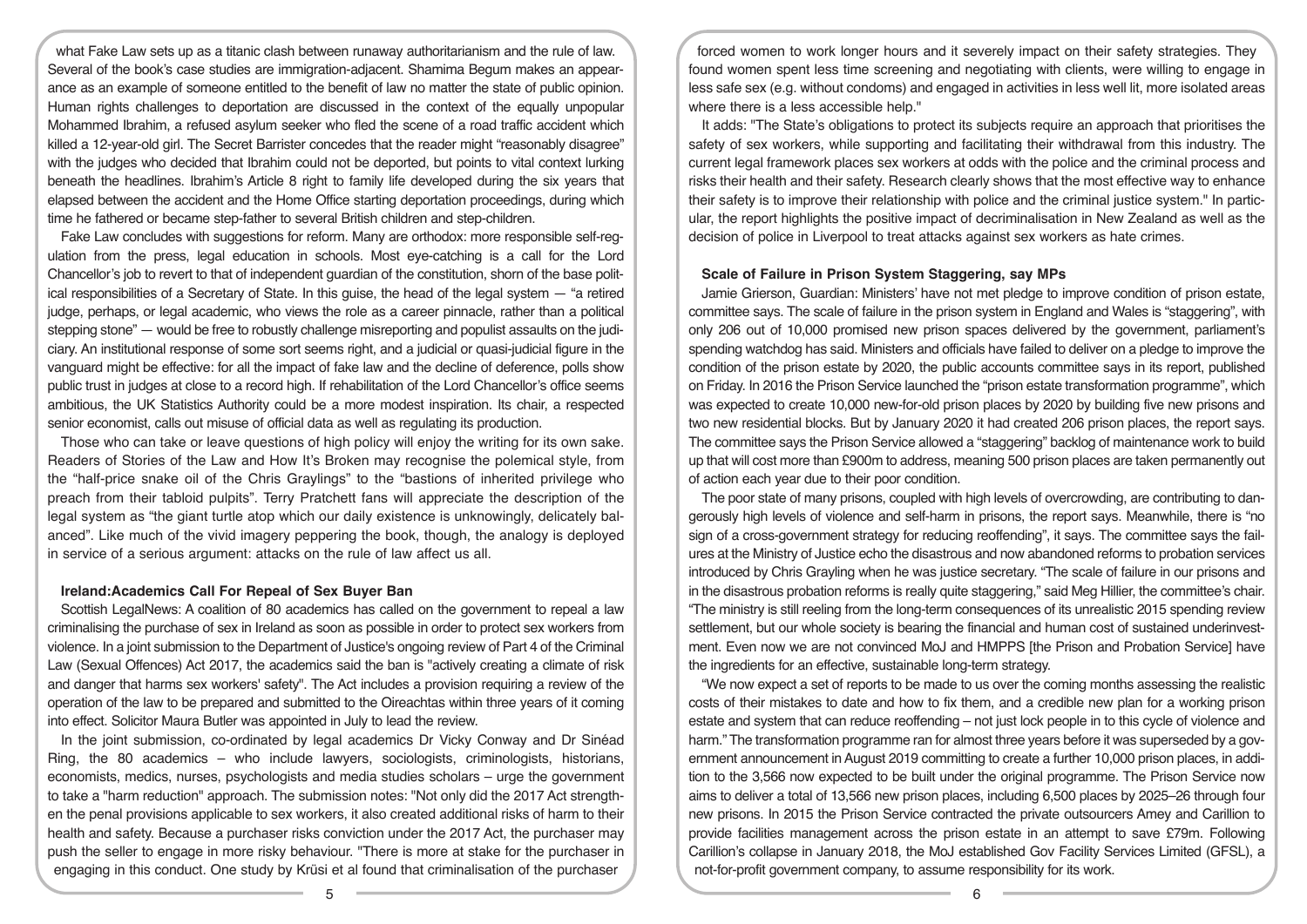what Fake Law sets up as a titanic clash between runaway authoritarianism and the rule of law. Several of the book's case studies are immigration-adjacent. Shamima Begum makes an appearance as an example of someone entitled to the benefit of law no matter the state of public opinion. Human rights challenges to deportation are discussed in the context of the equally unpopular Mohammed Ibrahim, a refused asylum seeker who fled the scene of a road traffic accident which killed a 12-year-old girl. The Secret Barrister concedes that the reader might "reasonably disagree" with the judges who decided that Ibrahim could not be deported, but points to vital context lurking beneath the headlines. Ibrahim's Article 8 right to family life developed during the six years that elapsed between the accident and the Home Office starting deportation proceedings, during which time he fathered or became step-father to several British children and step-children.

Fake Law concludes with suggestions for reform. Many are orthodox: more responsible self-regulation from the press, legal education in schools. Most eye-catching is a call for the Lord Chancellor's job to revert to that of independent guardian of the constitution, shorn of the base political responsibilities of a Secretary of State. In this guise, the head of the legal system — "a retired judge, perhaps, or legal academic, who views the role as a career pinnacle, rather than a political stepping stone" — would be free to robustly challenge misreporting and populist assaults on the judiciary. An institutional response of some sort seems right, and a judicial or quasi-judicial figure in the vanguard might be effective: for all the impact of fake law and the decline of deference, polls show public trust in judges at close to a record high. If rehabilitation of the Lord Chancellor's office seems ambitious, the UK Statistics Authority could be a more modest inspiration. Its chair, a respected senior economist, calls out misuse of official data as well as regulating its production.

Those who can take or leave questions of high policy will enjoy the writing for its own sake. Readers of Stories of the Law and How It's Broken may recognise the polemical style, from the "half-price snake oil of the Chris Graylings" to the "bastions of inherited privilege who preach from their tabloid pulpits". Terry Pratchett fans will appreciate the description of the legal system as "the giant turtle atop which our daily existence is unknowingly, delicately balanced". Like much of the vivid imagery peppering the book, though, the analogy is deployed in service of a serious argument: attacks on the rule of law affect us all.

### Ireland:Academics Call For Repeal of Sex Buyer Ban

Scottish LegalNews: A coalition of 80 academics has called on the government to repeal a law criminalising the purchase of sex in Ireland as soon as possible in order to protect sex workers from violence. In a joint submission to the Department of Justice's ongoing review of Part 4 of the Criminal Law (Sexual Offences) Act 2017, the academics said the ban is "actively creating a climate of risk and danger that harms sex workers' safety". The Act includes a provision requiring a review of the operation of the law to be prepared and submitted to the Oireachtas within three years of it coming into effect. Solicitor Maura Butler was appointed in July to lead the review.

In the joint submission, co-ordinated by legal academics Dr Vicky Conway and Dr Sinéad Ring, the 80 academics – who include lawyers, sociologists, criminologists, historians, economists, medics, nurses, psychologists and media studies scholars – urge the government to take a "harm reduction" approach. The submission notes: "Not only did the 2017 Act strengthen the penal provisions applicable to sex workers, it also created additional risks of harm to their health and safety. Because a purchaser risks conviction under the 2017 Act, the purchaser may push the seller to engage in more risky behaviour. "There is more at stake for the purchaser in engaging in this conduct. One study by Krüsi et al found that criminalisation of the purchaser forced women to work longer hours and it severely impact on their safety strategies. They found women spent less time screening and negotiating with clients, were willing to engage in less safe sex (e.g. without condoms) and engaged in activities in less well lit, more isolated areas where there is a less accessible help."

It adds: "The State's obligations to protect its subjects require an approach that prioritises the safety of sex workers, while supporting and facilitating their withdrawal from this industry. The current legal framework places sex workers at odds with the police and the criminal process and risks their health and their safety. Research clearly shows that the most effective way to enhance their safety is to improve their relationship with police and the criminal justice system." In particular, the report highlights the positive impact of decriminalisation in New Zealand as well as the decision of police in Liverpool to treat attacks against sex workers as hate crimes.

### Scale of Failure in Prison System Staggering, say MPs

Jamie Grierson, Guardian: Ministers' have not met pledge to improve condition of prison estate, committee says. The scale of failure in the prison system in England and Wales is "staggering", with only 206 out of 10,000 promised new prison spaces delivered by the government, parliament's spending watchdog has said. Ministers and officials have failed to deliver on a pledge to improve the condition of the prison estate by 2020, the public accounts committee says in its report, published on Friday. In 2016 the Prison Service launched the "prison estate transformation programme", which was expected to create 10,000 new-for-old prison places by 2020 by building five new prisons and two new residential blocks. But by January 2020 it had created 206 prison places, the report says. The committee says the Prison Service allowed a "staggering" backlog of maintenance work to build up that will cost more than £900m to address, meaning 500 prison places are taken permanently out of action each year due to their poor condition.

The poor state of many prisons, coupled with high levels of overcrowding, are contributing to dangerously high levels of violence and self-harm in prisons, the report says. Meanwhile, there is "no sign of a cross-government strategy for reducing reoffending", it says. The committee says the failures at the Ministry of Justice echo the disastrous and now abandoned reforms to probation services introduced by Chris Grayling when he was justice secretary. "The scale of failure in our prisons and in the disastrous probation reforms is really quite staggering," said Meg Hillier, the committee's chair. "The ministry is still reeling from the long-term consequences of its unrealistic 2015 spending review settlement, but our whole society is bearing the financial and human cost of sustained underinvestment. Even now we are not convinced MoJ and HMPPS [the Prison and Probation Service] have the ingredients for an effective, sustainable long-term strategy.

"We now expect a set of reports to be made to us over the coming months assessing the realistic costs of their mistakes to date and how to fix them, and a credible new plan for a working prison estate and system that can reduce reoffending – not just lock people in to this cycle of violence and harm." The transformation programme ran for almost three years before it was superseded by a government announcement in August 2019 committing to create a further 10,000 prison places, in addition to the 3,566 now expected to be built under the original programme. The Prison Service now aims to deliver a total of 13,566 new prison places, including 6,500 places by 2025–26 through four new prisons. In 2015 the Prison Service contracted the private outsourcers Amey and Carillion to provide facilities management across the prison estate in an attempt to save £79m. Following Carillion's collapse in January 2018, the MoJ established Gov Facility Services Limited (GFSL), a not-for-profit government company, to assume responsibility for its work.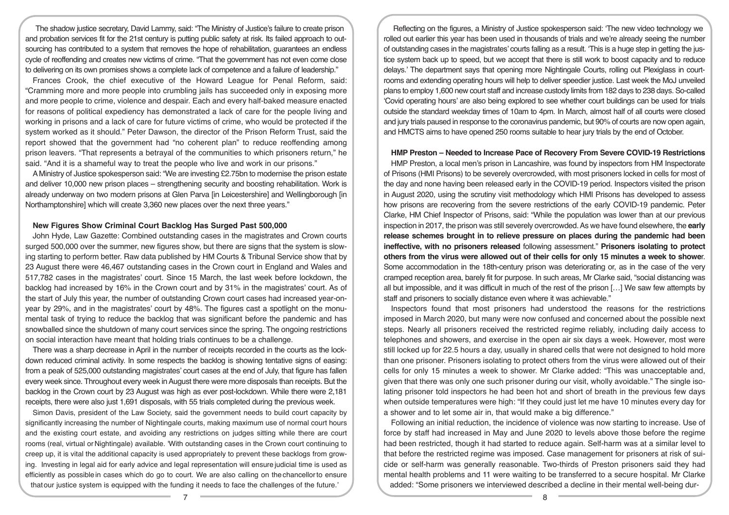The shadow justice secretary, David Lammy, said: "The Ministry of Justice's failure to create prison and probation services fit for the 21st century is putting public safety at risk. Its failed approach to outsourcing has contributed to a system that removes the hope of rehabilitation, guarantees an endless cycle of reoffending and creates new victims of crime. "That the government has not even come close to delivering on its own promises shows a complete lack of competence and a failure of leadership."

Frances Crook, the chief executive of the Howard League for Penal Reform, said: "Cramming more and more people into crumbling jails has succeeded only in exposing more and more people to crime, violence and despair. Each and every half-baked measure enacted for reasons of political expediency has demonstrated a lack of care for the people living and working in prisons and a lack of care for future victims of crime, who would be protected if the system worked as it should." Peter Dawson, the director of the Prison Reform Trust, said the report showed that the government had "no coherent plan" to reduce reoffending among prison leavers. "That represents a betrayal of the communities to which prisoners return," he said. "And it is a shameful way to treat the people who live and work in our prisons."

A Ministry of Justice spokesperson said: "We are investing £2.75bn to modernise the prison estate and deliver 10,000 new prison places – strengthening security and boosting rehabilitation. Work is already underway on two modern prisons at Glen Parva [in Leicestershire] and Wellingborough [in Northamptonshire] which will create 3,360 new places over the next three years."

**New Figures Show Criminal Court Backlog Has Surged Past 500,000**

John Hyde, Law Gazette: Combined outstanding cases in the magistrates and Crown courts surged 500,000 over the summer, new figures show, but there are signs that the system is slowing starting to perform better. Raw data published by HM Courts & Tribunal Service show that by 23 August there were 46,467 outstanding cases in the Crown court in England and Wales and 517,782 cases in the magistrates' court. Since 15 March, the last week before lockdown, the backlog had increased by 16% in the Crown court and by 31% in the magistrates' court. As of the start of July this year, the number of outstanding Crown court cases had increased year-on-year by 29%, and in the magistrates' court by 48%. The figures cast a spotlight on the monumental task of trying to reduce the backlog that was significant before the pandemic and has snowballed since the shutdown of many court services since the spring. The ongoing restrictions on social interaction have meant that holding trials continues to be a challenge.

There was a sharp decrease in April in the number of receipts recorded in the courts as the lockdown reduced criminal activity. In some respects the backlog is showing tentative signs of easing: from a peak of 525,000 outstanding magistrates' court cases at the end of July, that figure has fallen every week since. Throughout every week in August there were more disposals than receipts. But the backlog in the Crown court by 23 August was high as ever post-lockdown. While there were 2,181 receipts, there were also just 1,691 disposals, with 55 trials completed during the previous week.

Simon Davis, president of the Law Society, said the government needs to build court capacity by significantly increasing the number of Nightingale courts, making maximum use of normal court hours and the existing court estate, and avoiding any restrictions on judges sitting while there are court rooms (real, virtual or Nightingale) available. 'With outstanding cases in the Crown court continuing to creep up, it is vital the additional capacity is used appropriately to prevent these backlogs from growing. Investing in legal aid for early advice and legal representation will ensure judicial time is used as efficiently as possible in cases which do go to court. We are also calling on the chancellor to ensure that our justice system is equipped with the funding it needs to face the challenges of the future.'

Reflecting on the figures, a Ministry of Justice spokesperson said: 'The new video technology we rolled out earlier this year has been used in thousands of trials and we're already seeing the number of outstanding cases in the magistrates' courts falling as a result. 'This is a huge step in getting the justice system back up to speed, but we accept that there is still work to boost capacity and to reduce delays.' The department says that opening more Nightingale Courts, rolling out Plexiglass in courtrooms and extending operating hours will help to deliver speedier justice. Last week the MoJ unveiled plans to employ 1,600 new court staff and increase custody limits from 182 days to 238 days. So-called 'Covid operating hours' are also being explored to see whether court buildings can be used for trials outside the standard weekday times of 10am to 4pm. In March, almost half of all courts were closed and jury trials paused in response to the coronavirus pandemic, but 90% of courts are now open again, and HMCTS aims to have opened 250 rooms suitable to hear jury trials by the end of October.

**HMP Preston – Needed to Increase Pace of Recovery From Severe COVID-19 Restrictions**

HMP Preston, a local men's prison in Lancashire, was found by inspectors from HM Inspectorate of Prisons (HMI Prisons) to be severely overcrowded, with most prisoners locked in cells for most of the day and none having been released early in the COVID-19 period. Inspectors visited the prison in August 2020, using the scrutiny visit methodology which HMI Prisons has developed to assess how prisons are recovering from the severe restrictions of the early COVID-19 pandemic. Peter Clarke, HM Chief Inspector of Prisons, said: "While the population was lower than at our previous inspection in 2017, the prison was still severely overcrowded. As we have found elsewhere, the **early release schemes brought in to relieve pressure on places during the pandemic had been ineffective, with no prisoners released** following assessment." **Prisoners isolating to protect others from the virus were allowed out of their cells for only 15 minutes a week to shower**. Some accommodation in the 18th-century prison was deteriorating or, as in the case of the very cramped reception area, barely fit for purpose. In such areas, Mr Clarke said, "social distancing was all but impossible, and it was difficult in much of the rest of the prison […] We saw few attempts by staff and prisoners to socially distance even where it was achievable."

Inspectors found that most prisoners had understood the reasons for the restrictions imposed in March 2020, but many were now confused and concerned about the possible next steps. Nearly all prisoners received the restricted regime reliably, including daily access to telephones and showers, and exercise in the open air six days a week. However, most were still locked up for 22.5 hours a day, usually in shared cells that were not designed to hold more than one prisoner. Prisoners isolating to protect others from the virus were allowed out of their cells for only 15 minutes a week to shower. Mr Clarke added: "This was unacceptable and, given that there was only one such prisoner during our visit, wholly avoidable." The single isolating prisoner told inspectors he had been hot and short of breath in the previous few days when outside temperatures were high: "If they could just let me have 10 minutes every day for a shower and to let some air in, that would make a big difference."

Following an initial reduction, the incidence of violence was now starting to increase. Use of force by staff had increased in May and June 2020 to levels above those before the regime had been restricted, though it had started to reduce again. Self-harm was at a similar level to that before the restricted regime was imposed. Case management for prisoners at risk of suicide or self-harm was generally reasonable. Two-thirds of Preston prisoners said they had mental health problems and 11 were waiting to be transferred to a secure hospital. Mr Clarke added: "Some prisoners we interviewed described a decline in their mental well-being dur-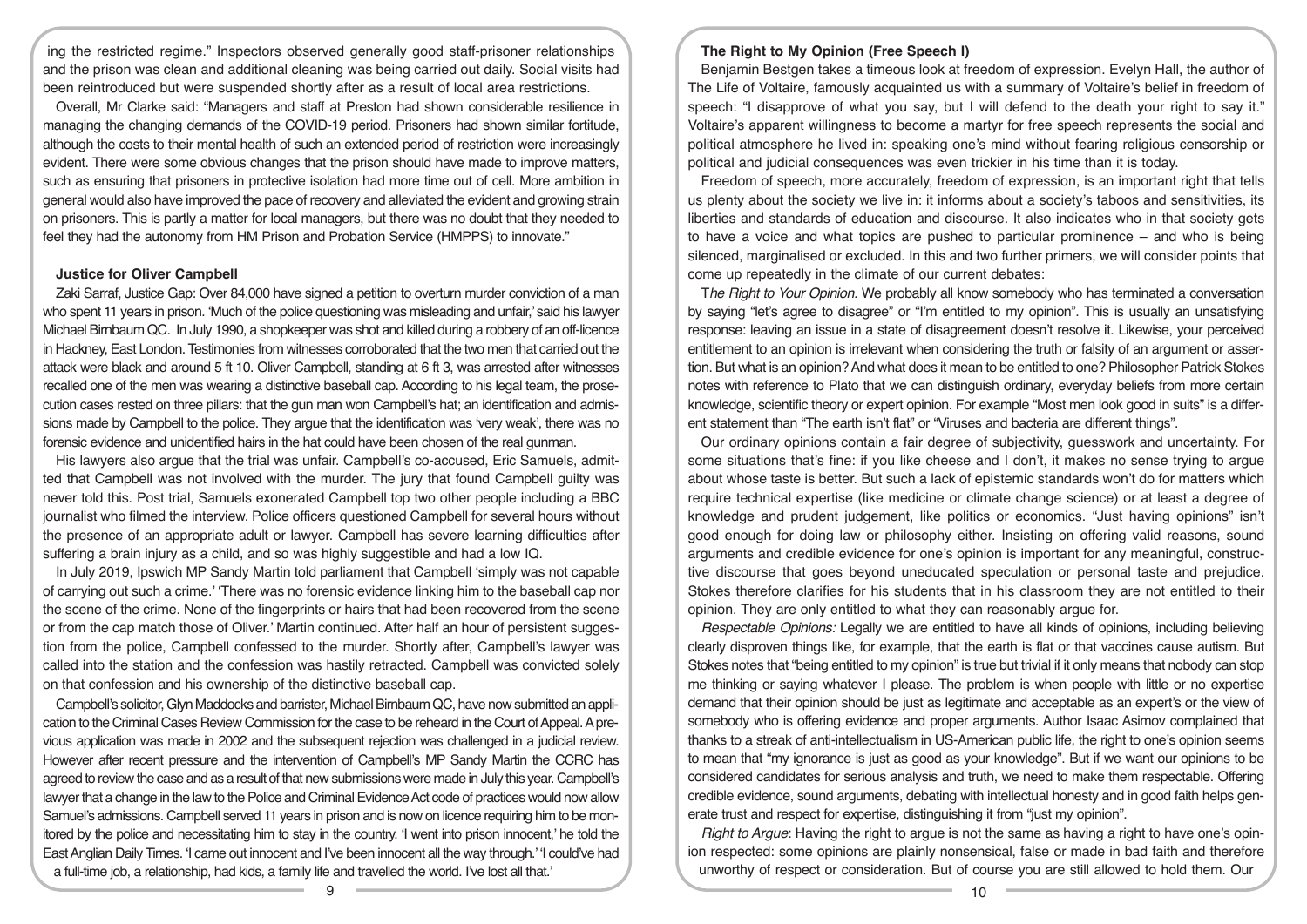ing the restricted regime." Inspectors observed generally good staff-prisoner relationships and the prison was clean and additional cleaning was being carried out daily. Social visits had been reintroduced but were suspended shortly after as a result of local area restrictions.

Overall, Mr Clarke said: "Managers and staff at Preston had shown considerable resilience in managing the changing demands of the COVID-19 period. Prisoners had shown similar fortitude, although the costs to their mental health of such an extended period of restriction were increasingly evident. There were some obvious changes that the prison should have made to improve matters, such as ensuring that prisoners in protective isolation had more time out of cell. More ambition in general would also have improved the pace of recovery and alleviated the evident and growing strain on prisoners. This is partly a matter for local managers, but there was no doubt that they needed to feel they had the autonomy from HM Prison and Probation Service (HMPPS) to innovate."

### Justice for Oliver Campbell

Zaki Sarraf, Justice Gap: Over 84,000 have signed a petition to overturn murder conviction of a man who spent 11 years in prison. 'Much of the police questioning was misleading and unfair,' said his lawyer Michael Birnbaum QC. In July 1990, a shopkeeper was shot and killed during a robbery of an off-licence in Hackney, East London. Testimonies from witnesses corroborated that the two men that carried out the attack were black and around 5 ft 10. Oliver Campbell, standing at 6 ft 3, was arrested after witnesses recalled one of the men was wearing a distinctive baseball cap. According to his legal team, the prosecution cases rested on three pillars: that the gun man won Campbell's hat; an identification and admissions made by Campbell to the police. They argue that the identification was 'very weak', there was no forensic evidence and unidentified hairs in the hat could have been chosen of the real gunman.

His lawyers also argue that the trial was unfair. Campbell's co-accused, Eric Samuels, admitted that Campbell was not involved with the murder. The jury that found Campbell guilty was never told this. Post trial, Samuels exonerated Campbell top two other people including a BBC journalist who filmed the interview. Police officers questioned Campbell for several hours without the presence of an appropriate adult or lawyer. Campbell has severe learning difficulties after suffering a brain injury as a child, and so was highly suggestible and had a low IQ.

In July 2019, Ipswich MP Sandy Martin told parliament that Campbell 'simply was not capable of carrying out such a crime.' 'There was no forensic evidence linking him to the baseball cap nor the scene of the crime. None of the fingerprints or hairs that had been recovered from the scene or from the cap match those of Oliver.' Martin continued. After half an hour of persistent suggestion from the police, Campbell confessed to the murder. Shortly after, Campbell's lawyer was called into the station and the confession was hastily retracted. Campbell was convicted solely on that confession and his ownership of the distinctive baseball cap.

Campbell's solicitor, Glyn Maddocks and barrister, Michael Birnbaum QC, have now submitted an application to the Criminal Cases Review Commission for the case to be reheard in the Court of Appeal. A previous application was made in 2002 and the subsequent rejection was challenged in a judicial review. However after recent pressure and the intervention of Campbell's MP Sandy Martin the CCRC has agreed to review the case and as a result of that new submissions were made in July this year. Campbell's lawyer that a change in the law to the Police and Criminal Evidence Act code of practices would now allow Samuel's admissions. Campbell served 11 years in prison and is now on licence requiring him to be monitored by the police and necessitating him to stay in the country. 'I went into prison innocent,' he told the East Anglian Daily Times. 'I came out innocent and I've been innocent all the way through.' 'I could've had a full-time job, a relationship, had kids, a family life and travelled the world. I've lost all that.'

### The Right to My Opinion (Free Speech I)

Benjamin Bestgen takes a timeous look at freedom of expression. Evelyn Hall, the author of The Life of Voltaire, famously acquainted us with a summary of Voltaire's belief in freedom of speech: "I disapprove of what you say, but I will defend to the death your right to say it." Voltaire's apparent willingness to become a martyr for free speech represents the social and political atmosphere he lived in: speaking one's mind without fearing religious censorship or political and judicial consequences was even trickier in his time than it is today.

Freedom of speech, more accurately, freedom of expression, is an important right that tells us plenty about the society we live in: it informs about a society's taboos and sensitivities, its liberties and standards of education and discourse. It also indicates who in that society gets to have a voice and what topics are pushed to particular prominence – and who is being silenced, marginalised or excluded. In this and two further primers, we will consider points that come up repeatedly in the climate of our current debates:

T*he Right to Your Opinion.* We probably all know somebody who has terminated a conversation by saying "let's agree to disagree" or "I'm entitled to my opinion". This is usually an unsatisfying response: leaving an issue in a state of disagreement doesn't resolve it. Likewise, your perceived entitlement to an opinion is irrelevant when considering the truth or falsity of an argument or assertion. But what is an opinion? And what does it mean to be entitled to one? Philosopher Patrick Stokes notes with reference to Plato that we can distinguish ordinary, everyday beliefs from more certain knowledge, scientific theory or expert opinion. For example "Most men look good in suits" is a different statement than "The earth isn't flat" or "Viruses and bacteria are different things".

Our ordinary opinions contain a fair degree of subjectivity, guesswork and uncertainty. For some situations that's fine: if you like cheese and I don't, it makes no sense trying to argue about whose taste is better. But such a lack of epistemic standards won't do for matters which require technical expertise (like medicine or climate change science) or at least a degree of knowledge and prudent judgement, like politics or economics. "Just having opinions" isn't good enough for doing law or philosophy either. Insisting on offering valid reasons, sound arguments and credible evidence for one's opinion is important for any meaningful, constructive discourse that goes beyond uneducated speculation or personal taste and prejudice. Stokes therefore clarifies for his students that in his classroom they are not entitled to their opinion. They are only entitled to what they can reasonably argue for.

*Respectable Opinions:* Legally we are entitled to have all kinds of opinions, including believing clearly disproven things like, for example, that the earth is flat or that vaccines cause autism. But Stokes notes that "being entitled to my opinion" is true but trivial if it only means that nobody can stop me thinking or saying whatever I please. The problem is when people with little or no expertise demand that their opinion should be just as legitimate and acceptable as an expert's or the view of somebody who is offering evidence and proper arguments. Author Isaac Asimov complained that thanks to a streak of anti-intellectualism in US-American public life, the right to one's opinion seems to mean that "my ignorance is just as good as your knowledge". But if we want our opinions to be considered candidates for serious analysis and truth, we need to make them respectable. Offering credible evidence, sound arguments, debating with intellectual honesty and in good faith helps generate trust and respect for expertise, distinguishing it from "just my opinion".

*Right to Argue*: Having the right to argue is not the same as having a right to have one's opinion respected: some opinions are plainly nonsensical, false or made in bad faith and therefore unworthy of respect or consideration. But of course you are still allowed to hold them. Our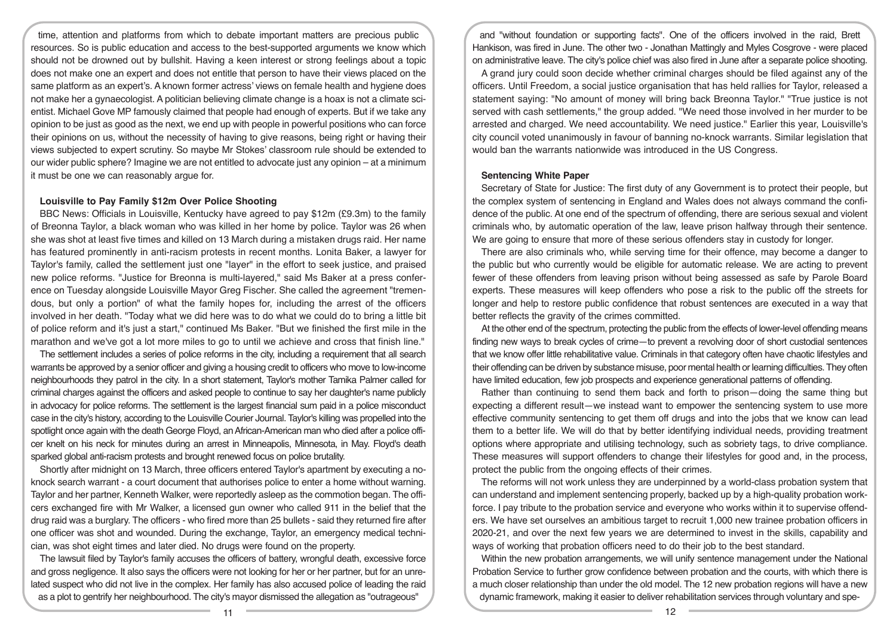time, attention and platforms from which to debate important matters are precious public resources. So is public education and access to the best-supported arguments we know which should not be drowned out by bullshit. Having a keen interest or strong feelings about a topic does not make one an expert and does not entitle that person to have their views placed on the same platform as an expert's. A known former actress' views on female health and hygiene does not make her a gynaecologist. A politician believing climate change is a hoax is not a climate scientist. Michael Gove MP famously claimed that people had enough of experts. But if we take any opinion to be just as good as the next, we end up with people in powerful positions who can force their opinions on us, without the necessity of having to give reasons, being right or having their views subjected to expert scrutiny. So maybe Mr Stokes' classroom rule should be extended to our wider public sphere? Imagine we are not entitled to advocate just any opinion – at a minimum it must be one we can reasonably argue for.

**Louisville to Pay Family $12m Over Police Shooting**

BBC News: Officials in Louisville, Kentucky have agreed to pay $12m (£9.3m) to the family of Breonna Taylor, a black woman who was killed in her home by police. Taylor was 26 when she was shot at least five times and killed on 13 March during a mistaken drugs raid. Her name has featured prominently in anti-racism protests in recent months. Lonita Baker, a lawyer for Taylor's family, called the settlement just one "layer" in the effort to seek justice, and praised new police reforms. "Justice for Breonna is multi-layered," said Ms Baker at a press conference on Tuesday alongside Louisville Mayor Greg Fischer. She called the agreement "tremendous, but only a portion" of what the family hopes for, including the arrest of the officers involved in her death. "Today what we did here was to do what we could do to bring a little bit of police reform and it's just a start," continued Ms Baker. "But we finished the first mile in the marathon and we've got a lot more miles to go to until we achieve and cross that finish line."

The settlement includes a series of police reforms in the city, including a requirement that all search warrants be approved by a senior officer and giving a housing credit to officers who move to low-income neighbourhoods they patrol in the city. In a short statement, Taylor's mother Tamika Palmer called for criminal charges against the officers and asked people to continue to say her daughter's name publicly in advocacy for police reforms. The settlement is the largest financial sum paid in a police misconduct case in the city's history, according to the Louisville Courier Journal. Taylor's killing was propelled into the spotlight once again with the death George Floyd, an African-American man who died after a police officer knelt on his neck for minutes during an arrest in Minneapolis, Minnesota, in May. Floyd's death sparked global anti-racism protests and brought renewed focus on police brutality.

Shortly after midnight on 13 March, three officers entered Taylor's apartment by executing a no-knock search warrant - a court document that authorises police to enter a home without warning. Taylor and her partner, Kenneth Walker, were reportedly asleep as the commotion began. The officers exchanged fire with Mr Walker, a licensed gun owner who called 911 in the belief that the drug raid was a burglary. The officers - who fired more than 25 bullets - said they returned fire after one officer was shot and wounded. During the exchange, Taylor, an emergency medical technician, was shot eight times and later died. No drugs were found on the property.

The lawsuit filed by Taylor's family accuses the officers of battery, wrongful death, excessive force and gross negligence. It also says the officers were not looking for her or her partner, but for an unrelated suspect who did not live in the complex. Her family has also accused police of leading the raid as a plot to gentrify her neighbourhood. The city's mayor dismissed the allegation as "outrageous" and "without foundation or supporting facts". One of the officers involved in the raid, Brett Hankison, was fired in June. The other two - Jonathan Mattingly and Myles Cosgrove - were placed on administrative leave. The city's police chief was also fired in June after a separate police shooting.

A grand jury could soon decide whether criminal charges should be filed against any of the officers. Until Freedom, a social justice organisation that has held rallies for Taylor, released a statement saying: "No amount of money will bring back Breonna Taylor." "True justice is not served with cash settlements," the group added. "We need those involved in her murder to be arrested and charged. We need accountability. We need justice." Earlier this year, Louisville's city council voted unanimously in favour of banning no-knock warrants. Similar legislation that would ban the warrants nationwide was introduced in the US Congress.

**Sentencing White Paper**

Secretary of State for Justice: The first duty of any Government is to protect their people, but the complex system of sentencing in England and Wales does not always command the confidence of the public. At one end of the spectrum of offending, there are serious sexual and violent criminals who, by automatic operation of the law, leave prison halfway through their sentence. We are going to ensure that more of these serious offenders stay in custody for longer.

There are also criminals who, while serving time for their offence, may become a danger to the public but who currently would be eligible for automatic release. We are acting to prevent fewer of these offenders from leaving prison without being assessed as safe by Parole Board experts. These measures will keep offenders who pose a risk to the public off the streets for longer and help to restore public confidence that robust sentences are executed in a way that better reflects the gravity of the crimes committed.

At the other end of the spectrum, protecting the public from the effects of lower-level offending means finding new ways to break cycles of crime—to prevent a revolving door of short custodial sentences that we know offer little rehabilitative value. Criminals in that category often have chaotic lifestyles and their offending can be driven by substance misuse, poor mental health or learning difficulties. They often have limited education, few job prospects and experience generational patterns of offending.

Rather than continuing to send them back and forth to prison—doing the same thing but expecting a different result—we instead want to empower the sentencing system to use more effective community sentencing to get them off drugs and into the jobs that we know can lead them to a better life. We will do that by better identifying individual needs, providing treatment options where appropriate and utilising technology, such as sobriety tags, to drive compliance. These measures will support offenders to change their lifestyles for good and, in the process, protect the public from the ongoing effects of their crimes.

The reforms will not work unless they are underpinned by a world-class probation system that can understand and implement sentencing properly, backed up by a high-quality probation workforce. I pay tribute to the probation service and everyone who works within it to supervise offenders. We have set ourselves an ambitious target to recruit 1,000 new trainee probation officers in 2020-21, and over the next few years we are determined to invest in the skills, capability and ways of working that probation officers need to do their job to the best standard.

Within the new probation arrangements, we will unify sentence management under the National Probation Service to further grow confidence between probation and the courts, with which there is a much closer relationship than under the old model. The 12 new probation regions will have a new dynamic framework, making it easier to deliver rehabilitation services through voluntary and spe-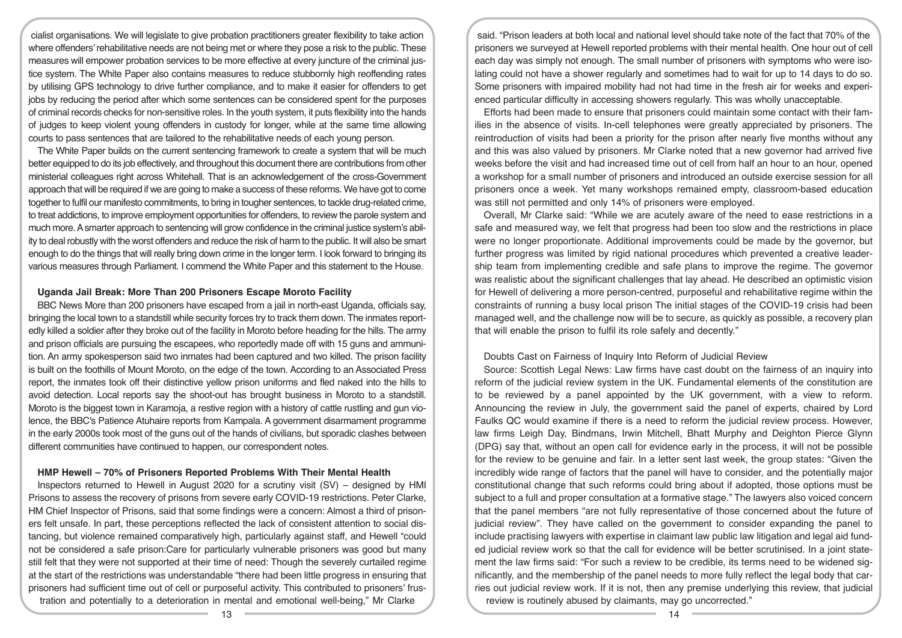cialist organisations. We will legislate to give probation practitioners greater flexibility to take action where offenders' rehabilitative needs are not being met or where they pose a risk to the public. These measures will empower probation services to be more effective at every juncture of the criminal justice system. The White Paper also contains measures to reduce stubbornly high reoffending rates by utilising GPS technology to drive further compliance, and to make it easier for offenders to get jobs by reducing the period after which some sentences can be considered spent for the purposes of criminal records checks for non-sensitive roles. In the youth system, it puts flexibility into the hands of judges to keep violent young offenders in custody for longer, while at the same time allowing courts to pass sentences that are tailored to the rehabilitative needs of each young person.

The White Paper builds on the current sentencing framework to create a system that will be much better equipped to do its job effectively, and throughout this document there are contributions from other ministerial colleagues right across Whitehall. That is an acknowledgement of the cross-Government approach that will be required if we are going to make a success of these reforms. We have got to come together to fulfil our manifesto commitments, to bring in tougher sentences, to tackle drug-related crime, to treat addictions, to improve employment opportunities for offenders, to review the parole system and much more. A smarter approach to sentencing will grow confidence in the criminal justice system's ability to deal robustly with the worst offenders and reduce the risk of harm to the public. It will also be smart enough to do the things that will really bring down crime in the longer term. I look forward to bringing its various measures through Parliament. I commend the White Paper and this statement to the House.

**Uganda Jail Break: More Than 200 Prisoners Escape Moroto Facility**

BBC News More than 200 prisoners have escaped from a jail in north-east Uganda, officials say, bringing the local town to a standstill while security forces try to track them down. The inmates reportedly killed a soldier after they broke out of the facility in Moroto before heading for the hills. The army and prison officials are pursuing the escapees, who reportedly made off with 15 guns and ammunition. An army spokesperson said two inmates had been captured and two killed. The prison facility is built on the foothills of Mount Moroto, on the edge of the town. According to an Associated Press report, the inmates took off their distinctive yellow prison uniforms and fled naked into the hills to avoid detection. Local reports say the shoot-out has brought business in Moroto to a standstill. Moroto is the biggest town in Karamoja, a restive region with a history of cattle rustling and gun violence, the BBC's Patience Atuhaire reports from Kampala. A government disarmament programme in the early 2000s took most of the guns out of the hands of civilians, but sporadic clashes between different communities have continued to happen, our correspondent notes.

**HMP Hewell – 70% of Prisoners Reported Problems With Their Mental Health**

Inspectors returned to Hewell in August 2020 for a scrutiny visit (SV) – designed by HMI Prisons to assess the recovery of prisons from severe early COVID-19 restrictions. Peter Clarke, HM Chief Inspector of Prisons, said that some findings were a concern: Almost a third of prisoners felt unsafe. In part, these perceptions reflected the lack of consistent attention to social distancing, but violence remained comparatively high, particularly against staff, and Hewell "could not be considered a safe prison:Care for particularly vulnerable prisoners was good but many still felt that they were not supported at their time of need: Though the severely curtailed regime at the start of the restrictions was understandable "there had been little progress in ensuring that prisoners had sufficient time out of cell or purposeful activity. This contributed to prisoners' frustration and potentially to a deterioration in mental and emotional well-being," Mr Clarke said. "Prison leaders at both local and national level should take note of the fact that 70% of the prisoners we surveyed at Hewell reported problems with their mental health. One hour out of cell each day was simply not enough. The small number of prisoners with symptoms who were isolating could not have a shower regularly and sometimes had to wait for up to 14 days to do so. Some prisoners with impaired mobility had not had time in the fresh air for weeks and experienced particular difficulty in accessing showers regularly. This was wholly unacceptable.

Efforts had been made to ensure that prisoners could maintain some contact with their families in the absence of visits. In-cell telephones were greatly appreciated by prisoners. The reintroduction of visits had been a priority for the prison after nearly five months without any and this was also valued by prisoners. Mr Clarke noted that a new governor had arrived five weeks before the visit and had increased time out of cell from half an hour to an hour, opened a workshop for a small number of prisoners and introduced an outside exercise session for all prisoners once a week. Yet many workshops remained empty, classroom-based education was still not permitted and only 14% of prisoners were employed.

Overall, Mr Clarke said: "While we are acutely aware of the need to ease restrictions in a safe and measured way, we felt that progress had been too slow and the restrictions in place were no longer proportionate. Additional improvements could be made by the governor, but further progress was limited by rigid national procedures which prevented a creative leadership team from implementing credible and safe plans to improve the regime. The governor was realistic about the significant challenges that lay ahead. He described an optimistic vision for Hewell of delivering a more person-centred, purposeful and rehabilitative regime within the constraints of running a busy local prison The initial stages of the COVID-19 crisis had been managed well, and the challenge now will be to secure, as quickly as possible, a recovery plan that will enable the prison to fulfil its role safely and decently."

**Doubts Cast on Fairness of Inquiry Into Reform of Judicial Review**

Source: Scottish Legal News: Law firms have cast doubt on the fairness of an inquiry into reform of the judicial review system in the UK. Fundamental elements of the constitution are to be reviewed by a panel appointed by the UK government, with a view to reform. Announcing the review in July, the government said the panel of experts, chaired by Lord Faulks QC would examine if there is a need to reform the judicial review process. However, law firms Leigh Day, Bindmans, Irwin Mitchell, Bhatt Murphy and Deighton Pierce Glynn (DPG) say that, without an open call for evidence early in the process, it will not be possible for the review to be genuine and fair. In a letter sent last week, the group states: "Given the incredibly wide range of factors that the panel will have to consider, and the potentially major constitutional change that such reforms could bring about if adopted, those options must be subject to a full and proper consultation at a formative stage." The lawyers also voiced concern that the panel members "are not fully representative of those concerned about the future of judicial review". They have called on the government to consider expanding the panel to include practising lawyers with expertise in claimant law public law litigation and legal aid funded judicial review work so that the call for evidence will be better scrutinised. In a joint statement the law firms said: "For such a review to be credible, its terms need to be widened significantly, and the membership of the panel needs to more fully reflect the legal body that carries out judicial review work. If it is not, then any premise underlying this review, that judicial review is routinely abused by claimants, may go uncorrected."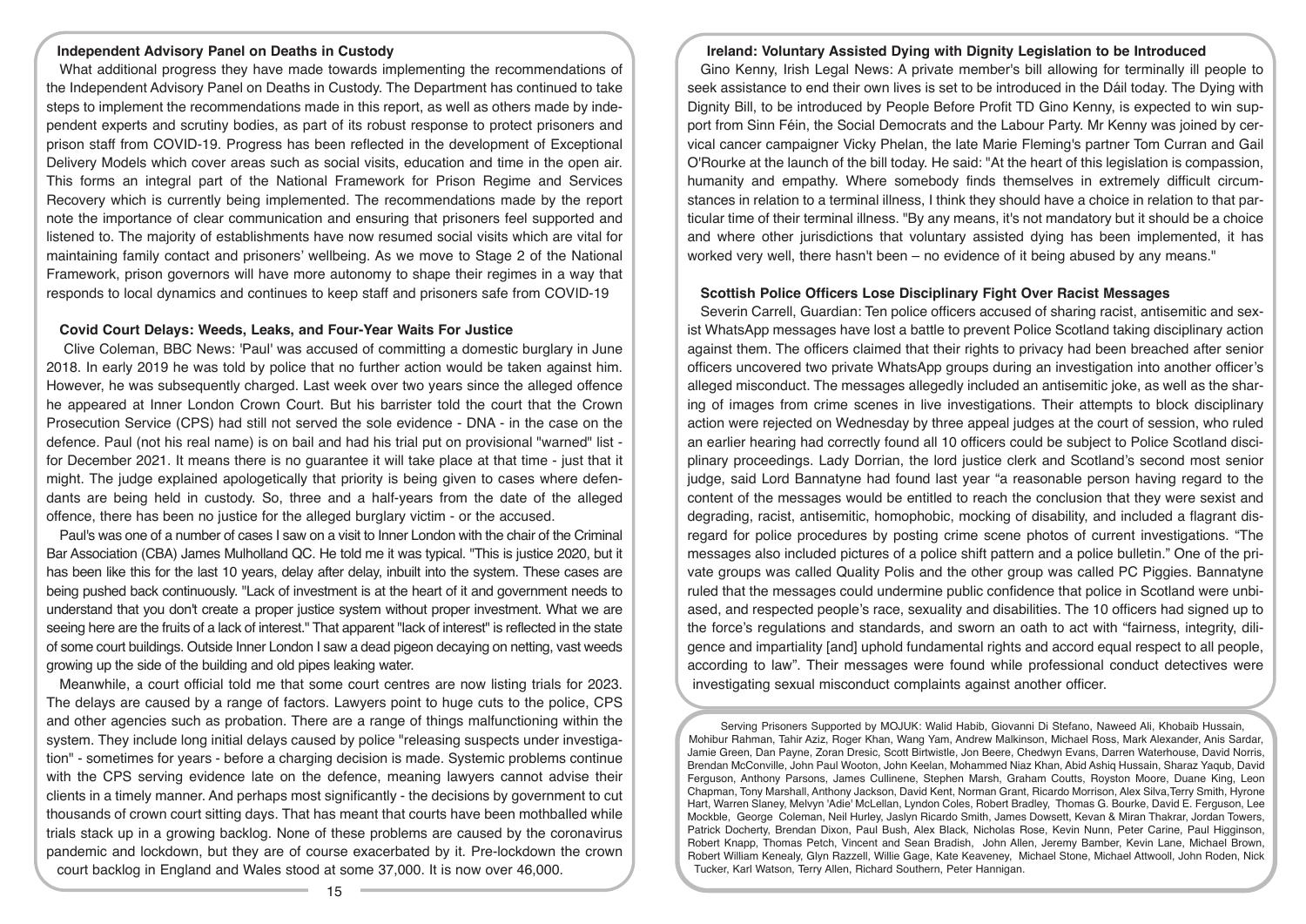### Independent Advisory Panel on Deaths in Custody

What additional progress they have made towards implementing the recommendations of the Independent Advisory Panel on Deaths in Custody. The Department has continued to take steps to implement the recommendations made in this report, as well as others made by independent experts and scrutiny bodies, as part of its robust response to protect prisoners and prison staff from COVID-19. Progress has been reflected in the development of Exceptional Delivery Models which cover areas such as social visits, education and time in the open air. This forms an integral part of the National Framework for Prison Regime and Services Recovery which is currently being implemented. The recommendations made by the report note the importance of clear communication and ensuring that prisoners feel supported and listened to. The majority of establishments have now resumed social visits which are vital for maintaining family contact and prisoners' wellbeing. As we move to Stage 2 of the National Framework, prison governors will have more autonomy to shape their regimes in a way that responds to local dynamics and continues to keep staff and prisoners safe from COVID-19

### Covid Court Delays: Weeds, Leaks, and Four-Year Waits For Justice

Clive Coleman, BBC News: 'Paul' was accused of committing a domestic burglary in June 2018. In early 2019 he was told by police that no further action would be taken against him. However, he was subsequently charged. Last week over two years since the alleged offence he appeared at Inner London Crown Court. But his barrister told the court that the Crown Prosecution Service (CPS) had still not served the sole evidence - DNA - in the case on the defence. Paul (not his real name) is on bail and had his trial put on provisional "warned" list - for December 2021. It means there is no guarantee it will take place at that time - just that it might. The judge explained apologetically that priority is being given to cases where defendants are being held in custody. So, three and a half-years from the date of the alleged offence, there has been no justice for the alleged burglary victim - or the accused.

Paul's was one of a number of cases I saw on a visit to Inner London with the chair of the Criminal Bar Association (CBA) James Mulholland QC. He told me it was typical. "This is justice 2020, but it has been like this for the last 10 years, delay after delay, inbuilt into the system. These cases are being pushed back continuously. "Lack of investment is at the heart of it and government needs to understand that you don't create a proper justice system without proper investment. What we are seeing here are the fruits of a lack of interest." That apparent "lack of interest" is reflected in the state of some court buildings. Outside Inner London I saw a dead pigeon decaying on netting, vast weeds growing up the side of the building and old pipes leaking water.

Meanwhile, a court official told me that some court centres are now listing trials for 2023. The delays are caused by a range of factors. Lawyers point to huge cuts to the police, CPS and other agencies such as probation. There are a range of things malfunctioning within the system. They include long initial delays caused by police "releasing suspects under investigation" - sometimes for years - before a charging decision is made. Systemic problems continue with the CPS serving evidence late on the defence, meaning lawyers cannot advise their clients in a timely manner. And perhaps most significantly - the decisions by government to cut thousands of crown court sitting days. That has meant that courts have been mothballed while trials stack up in a growing backlog. None of these problems are caused by the coronavirus pandemic and lockdown, but they are of course exacerbated by it. Pre-lockdown the crown court backlog in England and Wales stood at some 37,000. It is now over 46,000.

### Ireland: Voluntary Assisted Dying with Dignity Legislation to be Introduced

Gino Kenny, Irish Legal News: A private member's bill allowing for terminally ill people to seek assistance to end their own lives is set to be introduced in the Dáil today. The Dying with Dignity Bill, to be introduced by People Before Profit TD Gino Kenny, is expected to win support from Sinn Féin, the Social Democrats and the Labour Party. Mr Kenny was joined by cervical cancer campaigner Vicky Phelan, the late Marie Fleming's partner Tom Curran and Gail O'Rourke at the launch of the bill today. He said: "At the heart of this legislation is compassion, humanity and empathy. Where somebody finds themselves in extremely difficult circumstances in relation to a terminal illness, I think they should have a choice in relation to that particular time of their terminal illness. "By any means, it's not mandatory but it should be a choice and where other jurisdictions that voluntary assisted dying has been implemented, it has worked very well, there hasn't been – no evidence of it being abused by any means."

### Scottish Police Officers Lose Disciplinary Fight Over Racist Messages

Severin Carrell, Guardian: Ten police officers accused of sharing racist, antisemitic and sexist WhatsApp messages have lost a battle to prevent Police Scotland taking disciplinary action against them. The officers claimed that their rights to privacy had been breached after senior officers uncovered two private WhatsApp groups during an investigation into another officer's alleged misconduct. The messages allegedly included an antisemitic joke, as well as the sharing of images from crime scenes in live investigations. Their attempts to block disciplinary action were rejected on Wednesday by three appeal judges at the court of session, who ruled an earlier hearing had correctly found all 10 officers could be subject to Police Scotland disciplinary proceedings. Lady Dorrian, the lord justice clerk and Scotland's second most senior judge, said Lord Bannatyne had found last year "a reasonable person having regard to the content of the messages would be entitled to reach the conclusion that they were sexist and degrading, racist, antisemitic, homophobic, mocking of disability, and included a flagrant disregard for police procedures by posting crime scene photos of current investigations. "The messages also included pictures of a police shift pattern and a police bulletin." One of the private groups was called Quality Polis and the other group was called PC Piggies. Bannatyne ruled that the messages could undermine public confidence that police in Scotland were unbiased, and respected people's race, sexuality and disabilities. The 10 officers had signed up to the force's regulations and standards, and sworn an oath to act with "fairness, integrity, diligence and impartiality [and] uphold fundamental rights and accord equal respect to all people, according to law". Their messages were found while professional conduct detectives were investigating sexual misconduct complaints against another officer.

Serving Prisoners Supported by MOJUK: Walid Habib, Giovanni Di Stefano, Naweed Ali, Khobaib Hussain, Mohibur Rahman, Tahir Aziz, Roger Khan, Wang Yam, Andrew Malkinson, Michael Ross, Mark Alexander, Anis Sardar, Jamie Green, Dan Payne, Zoran Dresic, Scott Birtwistle, Jon Beere, Chedwyn Evans, Darren Waterhouse, David Norris, Brendan McConville, John Paul Wooton, John Keelan, Mohammed Niaz Khan, Abid Ashiq Hussain, Sharaz Yaqub, David Ferguson, Anthony Parsons, James Cullinene, Stephen Marsh, Graham Coutts, Royston Moore, Duane King, Leon Chapman, Tony Marshall, Anthony Jackson, David Kent, Norman Grant, Ricardo Morrison, Alex Silva,Terry Smith, Hyrone Hart, Warren Slaney, Melvyn 'Adie' McLellan, Lyndon Coles, Robert Bradley, Thomas G. Bourke, David E. Ferguson, Lee Mockble, George Coleman, Neil Hurley, Jaslyn Ricardo Smith, James Dowsett, Kevan & Miran Thakrar, Jordan Towers, Patrick Docherty, Brendan Dixon, Paul Bush, Alex Black, Nicholas Rose, Kevin Nunn, Peter Carine, Paul Higginson, Robert Knapp, Thomas Petch, Vincent and Sean Bradish, John Allen, Jeremy Bamber, Kevin Lane, Michael Brown, Robert William Kenealy, Glyn Razzell, Willie Gage, Kate Keaveney, Michael Stone, Michael Attwooll, John Roden, Nick Tucker, Karl Watson, Terry Allen, Richard Southern, Peter Hannigan.